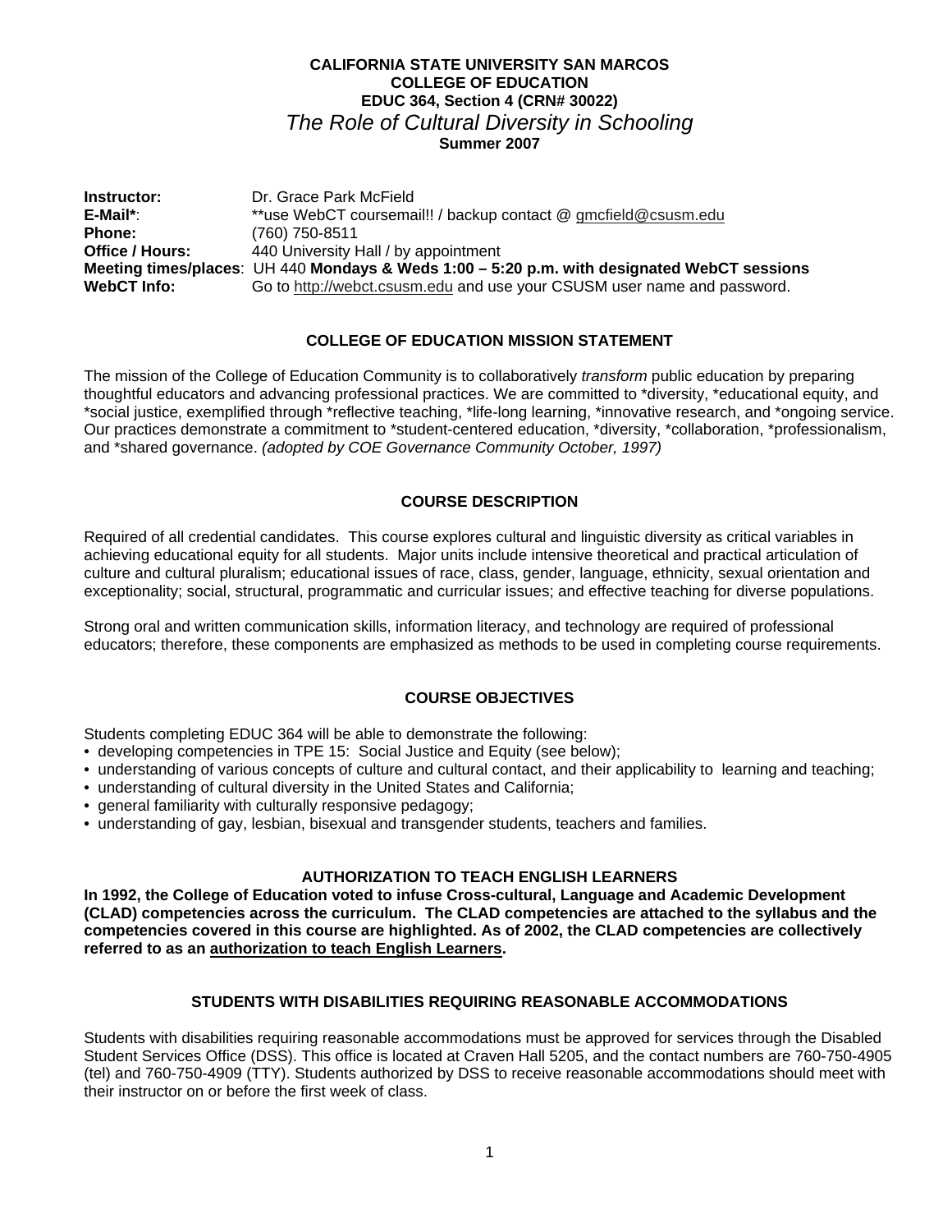**CALIFORNIA STATE UNIVERSITY SAN MARCOS**
**COLLEGE OF EDUCATION**
**EDUC 364, Section 4 (CRN# 30022)**

# *The Role of Cultural Diversity in Schooling*

**Summer 2007**

**Instructor:** Dr. Grace Park McField
**E-Mail***: **use WebCT coursemail!! / backup contact @ gmcfield@csusm.edu
**Phone:** (760) 750-8511
**Office / Hours:** 440 University Hall / by appointment
**Meeting times/places**: UH 440 **Mondays & Weds 1:00 – 5:20 p.m. with designated WebCT sessions**
**WebCT Info:** Go to http://webct.csusm.edu and use your CSUSM user name and password.

## COLLEGE OF EDUCATION MISSION STATEMENT

The mission of the College of Education Community is to collaboratively *transform* public education by preparing thoughtful educators and advancing professional practices. We are committed to *diversity, *educational equity, and *social justice, exemplified through *reflective teaching, *life-long learning, *innovative research, and *ongoing service. Our practices demonstrate a commitment to *student-centered education, *diversity, *collaboration, *professionalism, and *shared governance. *(adopted by COE Governance Community October, 1997)*

## COURSE DESCRIPTION

Required of all credential candidates. This course explores cultural and linguistic diversity as critical variables in achieving educational equity for all students. Major units include intensive theoretical and practical articulation of culture and cultural pluralism; educational issues of race, class, gender, language, ethnicity, sexual orientation and exceptionality; social, structural, programmatic and curricular issues; and effective teaching for diverse populations.

Strong oral and written communication skills, information literacy, and technology are required of professional educators; therefore, these components are emphasized as methods to be used in completing course requirements.

## COURSE OBJECTIVES

Students completing EDUC 364 will be able to demonstrate the following:

- developing competencies in TPE 15: Social Justice and Equity (see below);
- understanding of various concepts of culture and cultural contact, and their applicability to learning and teaching;
- understanding of cultural diversity in the United States and California;
- general familiarity with culturally responsive pedagogy;
- understanding of gay, lesbian, bisexual and transgender students, teachers and families.

## AUTHORIZATION TO TEACH ENGLISH LEARNERS

**In 1992, the College of Education voted to infuse Cross-cultural, Language and Academic Development (CLAD) competencies across the curriculum. The CLAD competencies are attached to the syllabus and the competencies covered in this course are highlighted. As of 2002, the CLAD competencies are collectively referred to as an <u>authorization to teach English Learners</u>.**

## STUDENTS WITH DISABILITIES REQUIRING REASONABLE ACCOMMODATIONS

Students with disabilities requiring reasonable accommodations must be approved for services through the Disabled Student Services Office (DSS). This office is located at Craven Hall 5205, and the contact numbers are 760-750-4905 (tel) and 760-750-4909 (TTY). Students authorized by DSS to receive reasonable accommodations should meet with their instructor on or before the first week of class.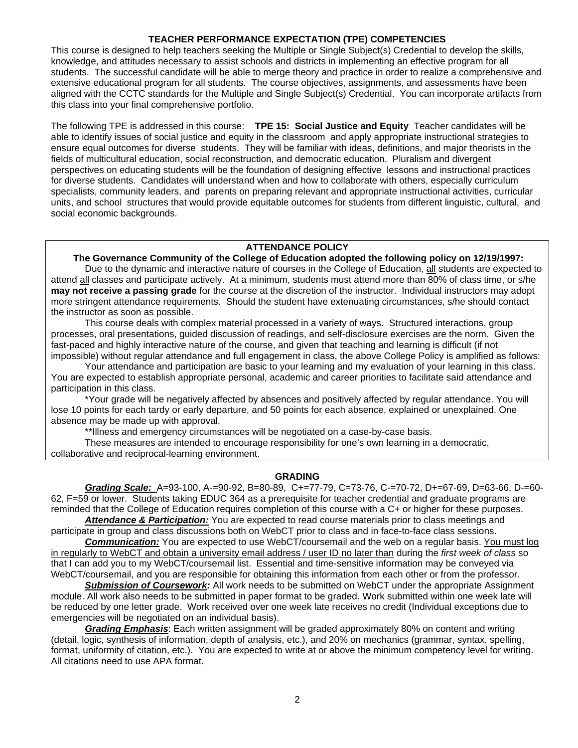## TEACHER PERFORMANCE EXPECTATION (TPE) COMPETENCIES

This course is designed to help teachers seeking the Multiple or Single Subject(s) Credential to develop the skills, knowledge, and attitudes necessary to assist schools and districts in implementing an effective program for all students. The successful candidate will be able to merge theory and practice in order to realize a comprehensive and extensive educational program for all students. The course objectives, assignments, and assessments have been aligned with the CCTC standards for the Multiple and Single Subject(s) Credential. You can incorporate artifacts from this class into your final comprehensive portfolio.

The following TPE is addressed in this course: **TPE 15: Social Justice and Equity** Teacher candidates will be able to identify issues of social justice and equity in the classroom and apply appropriate instructional strategies to ensure equal outcomes for diverse students. They will be familiar with ideas, definitions, and major theorists in the fields of multicultural education, social reconstruction, and democratic education. Pluralism and divergent perspectives on educating students will be the foundation of designing effective lessons and instructional practices for diverse students. Candidates will understand when and how to collaborate with others, especially curriculum specialists, community leaders, and parents on preparing relevant and appropriate instructional activities, curricular units, and school structures that would provide equitable outcomes for students from different linguistic, cultural, and social economic backgrounds.

## ATTENDANCE POLICY

**The Governance Community of the College of Education adopted the following policy on 12/19/1997:**

Due to the dynamic and interactive nature of courses in the College of Education, all students are expected to attend all classes and participate actively. At a minimum, students must attend more than 80% of class time, or s/he **may not receive a passing grade** for the course at the discretion of the instructor. Individual instructors may adopt more stringent attendance requirements. Should the student have extenuating circumstances, s/he should contact the instructor as soon as possible.

This course deals with complex material processed in a variety of ways. Structured interactions, group processes, oral presentations, guided discussion of readings, and self-disclosure exercises are the norm. Given the fast-paced and highly interactive nature of the course, and given that teaching and learning is difficult (if not impossible) without regular attendance and full engagement in class, the above College Policy is amplified as follows:

Your attendance and participation are basic to your learning and my evaluation of your learning in this class. You are expected to establish appropriate personal, academic and career priorities to facilitate said attendance and participation in this class.

*Your grade will be negatively affected by absences and positively affected by regular attendance. You will lose 10 points for each tardy or early departure, and 50 points for each absence, explained or unexplained. One absence may be made up with approval.

**Illness and emergency circumstances will be negotiated on a case-by-case basis.

These measures are intended to encourage responsibility for one's own learning in a democratic, collaborative and reciprocal-learning environment.

## GRADING

***Grading Scale:*** A=93-100, A-=90-92, B=80-89, C+=77-79, C=73-76, C-=70-72, D+=67-69, D=63-66, D-=60-62, F=59 or lower. Students taking EDUC 364 as a prerequisite for teacher credential and graduate programs are reminded that the College of Education requires completion of this course with a C+ or higher for these purposes.

***Attendance & Participation:*** You are expected to read course materials prior to class meetings and participate in group and class discussions both on WebCT prior to class and in face-to-face class sessions.

***Communication:*** You are expected to use WebCT/coursemail and the web on a regular basis. You must log in regularly to WebCT and obtain a university email address / user ID no later than during the *first week of class* so that I can add you to my WebCT/coursemail list. Essential and time-sensitive information may be conveyed via WebCT/coursemail, and you are responsible for obtaining this information from each other or from the professor.

***Submission of Coursework:*** All work needs to be submitted on WebCT under the appropriate Assignment module. All work also needs to be submitted in paper format to be graded. Work submitted within one week late will be reduced by one letter grade. Work received over one week late receives no credit (Individual exceptions due to emergencies will be negotiated on an individual basis).

***Grading Emphasis***: Each written assignment will be graded approximately 80% on content and writing (detail, logic, synthesis of information, depth of analysis, etc.), and 20% on mechanics (grammar, syntax, spelling, format, uniformity of citation, etc.). You are expected to write at or above the minimum competency level for writing. All citations need to use APA format.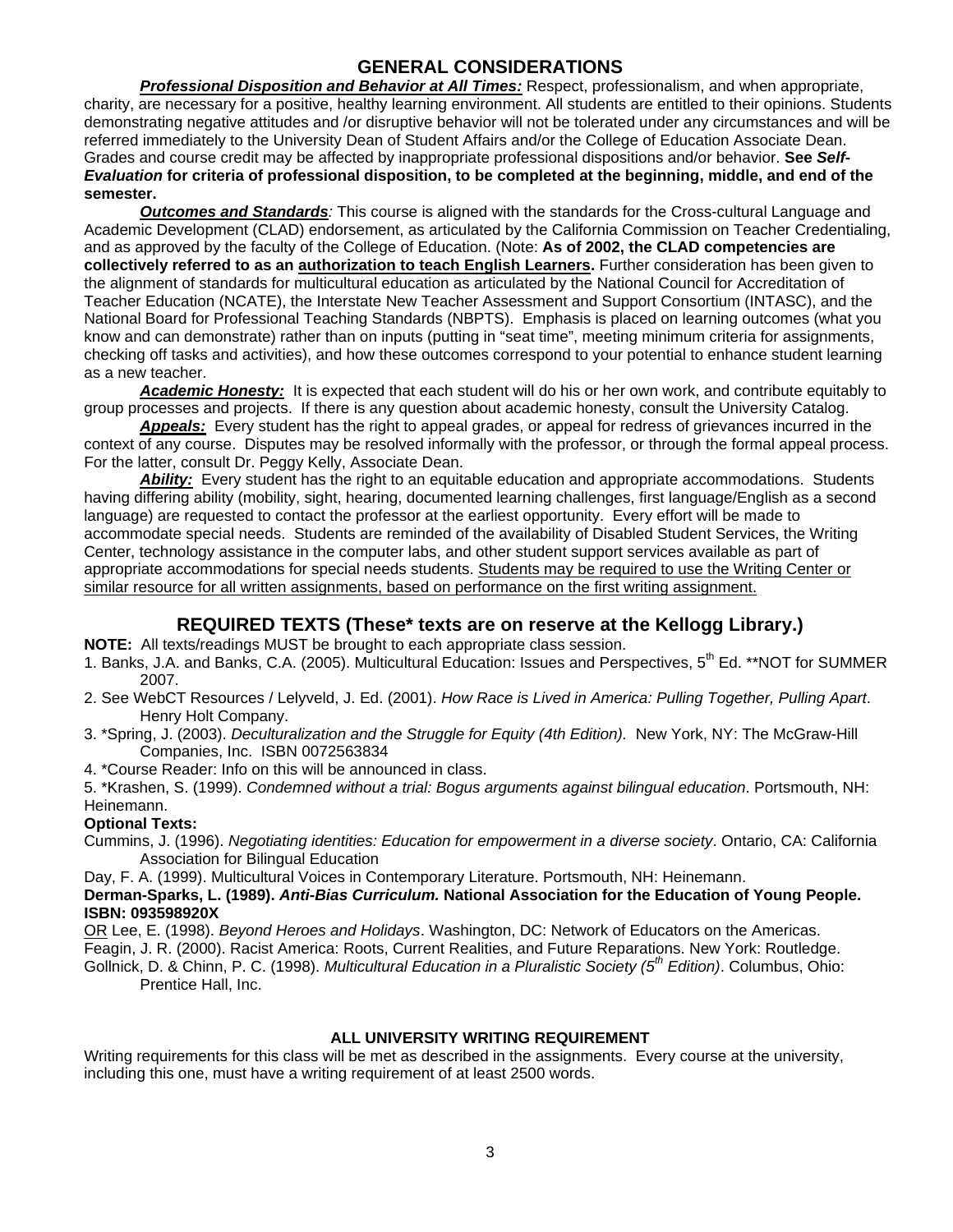## GENERAL CONSIDERATIONS

***Professional Disposition and Behavior at All Times:*** Respect, professionalism, and when appropriate, charity, are necessary for a positive, healthy learning environment. All students are entitled to their opinions. Students demonstrating negative attitudes and /or disruptive behavior will not be tolerated under any circumstances and will be referred immediately to the University Dean of Student Affairs and/or the College of Education Associate Dean. Grades and course credit may be affected by inappropriate professional dispositions and/or behavior. **See *Self-Evaluation* for criteria of professional disposition, to be completed at the beginning, middle, and end of the semester.**

***Outcomes and Standards****:* This course is aligned with the standards for the Cross-cultural Language and Academic Development (CLAD) endorsement, as articulated by the California Commission on Teacher Credentialing, and as approved by the faculty of the College of Education. (Note: **As of 2002, the CLAD competencies are collectively referred to as an authorization to teach English Learners.** Further consideration has been given to the alignment of standards for multicultural education as articulated by the National Council for Accreditation of Teacher Education (NCATE), the Interstate New Teacher Assessment and Support Consortium (INTASC), and the National Board for Professional Teaching Standards (NBPTS). Emphasis is placed on learning outcomes (what you know and can demonstrate) rather than on inputs (putting in "seat time", meeting minimum criteria for assignments, checking off tasks and activities), and how these outcomes correspond to your potential to enhance student learning as a new teacher.

***Academic Honesty:*** It is expected that each student will do his or her own work, and contribute equitably to group processes and projects. If there is any question about academic honesty, consult the University Catalog.

***Appeals:*** Every student has the right to appeal grades, or appeal for redress of grievances incurred in the context of any course. Disputes may be resolved informally with the professor, or through the formal appeal process. For the latter, consult Dr. Peggy Kelly, Associate Dean.

***Ability:*** Every student has the right to an equitable education and appropriate accommodations. Students having differing ability (mobility, sight, hearing, documented learning challenges, first language/English as a second language) are requested to contact the professor at the earliest opportunity. Every effort will be made to accommodate special needs. Students are reminded of the availability of Disabled Student Services, the Writing Center, technology assistance in the computer labs, and other student support services available as part of appropriate accommodations for special needs students. Students may be required to use the Writing Center or similar resource for all written assignments, based on performance on the first writing assignment.

## REQUIRED TEXTS (These* texts are on reserve at the Kellogg Library.)

**NOTE:** All texts/readings MUST be brought to each appropriate class session.

1. Banks, J.A. and Banks, C.A. (2005). Multicultural Education: Issues and Perspectives, 5th Ed. **NOT for SUMMER 2007.
2. See WebCT Resources / Lelyveld, J. Ed. (2001). *How Race is Lived in America: Pulling Together, Pulling Apart*. Henry Holt Company.
3. *Spring, J. (2003). *Deculturalization and the Struggle for Equity (4th Edition).* New York, NY: The McGraw-Hill Companies, Inc. ISBN 0072563834
4. *Course Reader: Info on this will be announced in class.
5. *Krashen, S. (1999). *Condemned without a trial: Bogus arguments against bilingual education*. Portsmouth, NH: Heinemann.

**Optional Texts:**

Cummins, J. (1996). *Negotiating identities: Education for empowerment in a diverse society*. Ontario, CA: California Association for Bilingual Education

Day, F. A. (1999). Multicultural Voices in Contemporary Literature. Portsmouth, NH: Heinemann.

**Derman-Sparks, L. (1989). *Anti-Bias Curriculum.* National Association for the Education of Young People. ISBN: 093598920X**

OR Lee, E. (1998). *Beyond Heroes and Holidays*. Washington, DC: Network of Educators on the Americas.

Feagin, J. R. (2000). Racist America: Roots, Current Realities, and Future Reparations. New York: Routledge.

Gollnick, D. & Chinn, P. C. (1998). *Multicultural Education in a Pluralistic Society (5th Edition)*. Columbus, Ohio: Prentice Hall, Inc.

### ALL UNIVERSITY WRITING REQUIREMENT

Writing requirements for this class will be met as described in the assignments. Every course at the university, including this one, must have a writing requirement of at least 2500 words.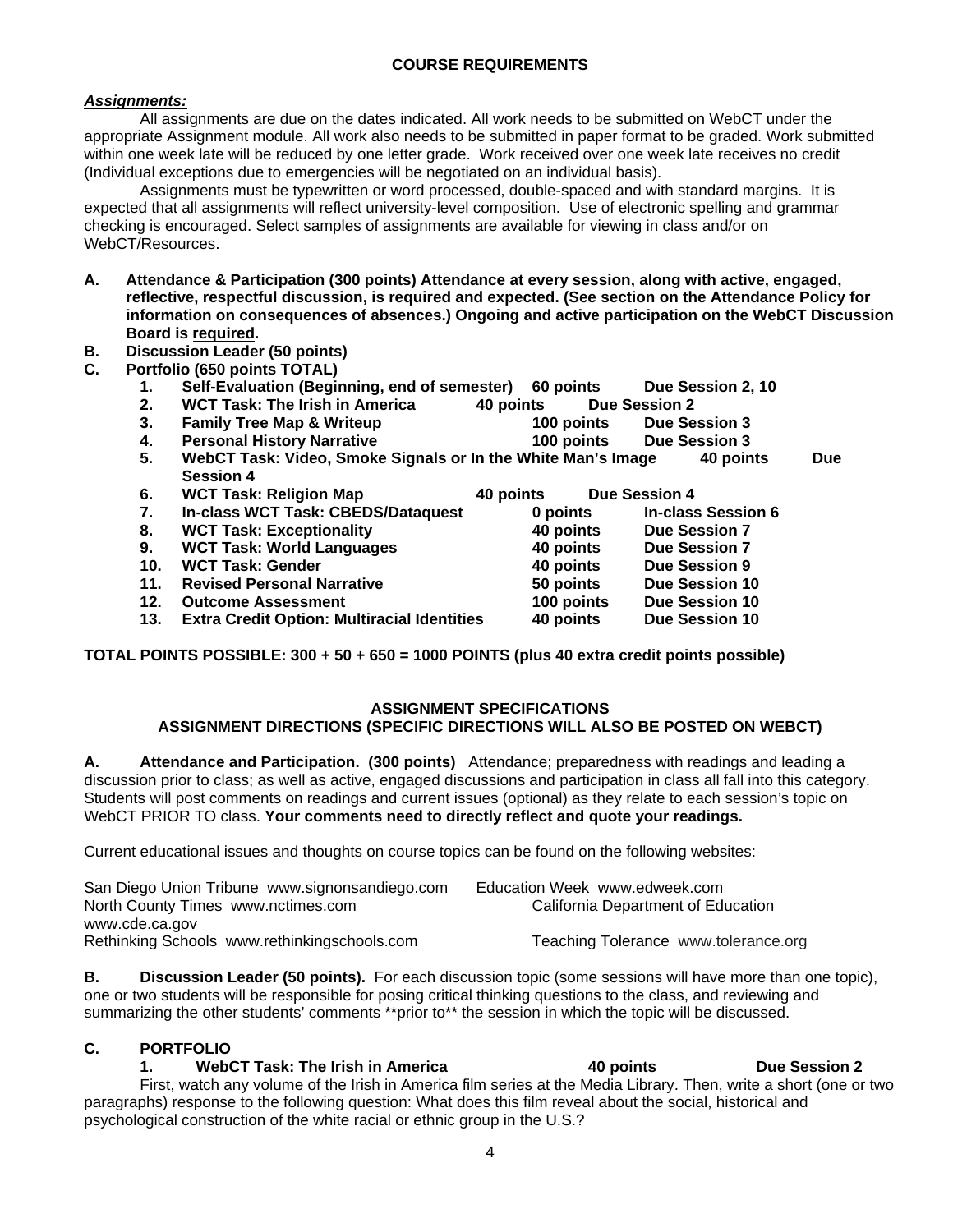## COURSE REQUIREMENTS

***Assignments:***

All assignments are due on the dates indicated. All work needs to be submitted on WebCT under the appropriate Assignment module. All work also needs to be submitted in paper format to be graded. Work submitted within one week late will be reduced by one letter grade. Work received over one week late receives no credit (Individual exceptions due to emergencies will be negotiated on an individual basis).

Assignments must be typewritten or word processed, double-spaced and with standard margins. It is expected that all assignments will reflect university-level composition. Use of electronic spelling and grammar checking is encouraged. Select samples of assignments are available for viewing in class and/or on WebCT/Resources.

**A. Attendance & Participation (300 points) Attendance at every session, along with active, engaged, reflective, respectful discussion, is required and expected. (See section on the Attendance Policy for information on consequences of absences.) Ongoing and active participation on the WebCT Discussion Board is required.**

**B. Discussion Leader (50 points)**

**C. Portfolio (650 points TOTAL)**

| # | Task | Points | Due |
|---|---|---|---|
| 1. | Self-Evaluation (Beginning, end of semester) | 60 points | Due Session 2, 10 |
| 2. | WCT Task: The Irish in America | 40 points | Due Session 2 |
| 3. | Family Tree Map & Writeup | 100 points | Due Session 3 |
| 4. | Personal History Narrative | 100 points | Due Session 3 |
| 5. | WebCT Task: Video, Smoke Signals or In the White Man's Image | 40 points | Due Session 4 |
| 6. | WCT Task: Religion Map | 40 points | Due Session 4 |
| 7. | In-class WCT Task: CBEDS/Dataquest | 0 points | In-class Session 6 |
| 8. | WCT Task: Exceptionality | 40 points | Due Session 7 |
| 9. | WCT Task: World Languages | 40 points | Due Session 7 |
| 10. | WCT Task: Gender | 40 points | Due Session 9 |
| 11. | Revised Personal Narrative | 50 points | Due Session 10 |
| 12. | Outcome Assessment | 100 points | Due Session 10 |
| 13. | Extra Credit Option: Multiracial Identities | 40 points | Due Session 10 |

**TOTAL POINTS POSSIBLE: 300 + 50 + 650 = 1000 POINTS (plus 40 extra credit points possible)**

## ASSIGNMENT SPECIFICATIONS
## ASSIGNMENT DIRECTIONS (SPECIFIC DIRECTIONS WILL ALSO BE POSTED ON WEBCT)

**A. Attendance and Participation. (300 points)** Attendance; preparedness with readings and leading a discussion prior to class; as well as active, engaged discussions and participation in class all fall into this category. Students will post comments on readings and current issues (optional) as they relate to each session's topic on WebCT PRIOR TO class. **Your comments need to directly reflect and quote your readings.**

Current educational issues and thoughts on course topics can be found on the following websites:

San Diego Union Tribune www.signonsandiego.com
Education Week www.edweek.com
North County Times www.nctimes.com
California Department of Education www.cde.ca.gov
Rethinking Schools www.rethinkingschools.com
Teaching Tolerance www.tolerance.org

**B. Discussion Leader (50 points).** For each discussion topic (some sessions will have more than one topic), one or two students will be responsible for posing critical thinking questions to the class, and reviewing and summarizing the other students' comments **prior to** the session in which the topic will be discussed.

**C. PORTFOLIO**

**1. WebCT Task: The Irish in America — 40 points — Due Session 2**

First, watch any volume of the Irish in America film series at the Media Library. Then, write a short (one or two paragraphs) response to the following question: What does this film reveal about the social, historical and psychological construction of the white racial or ethnic group in the U.S.?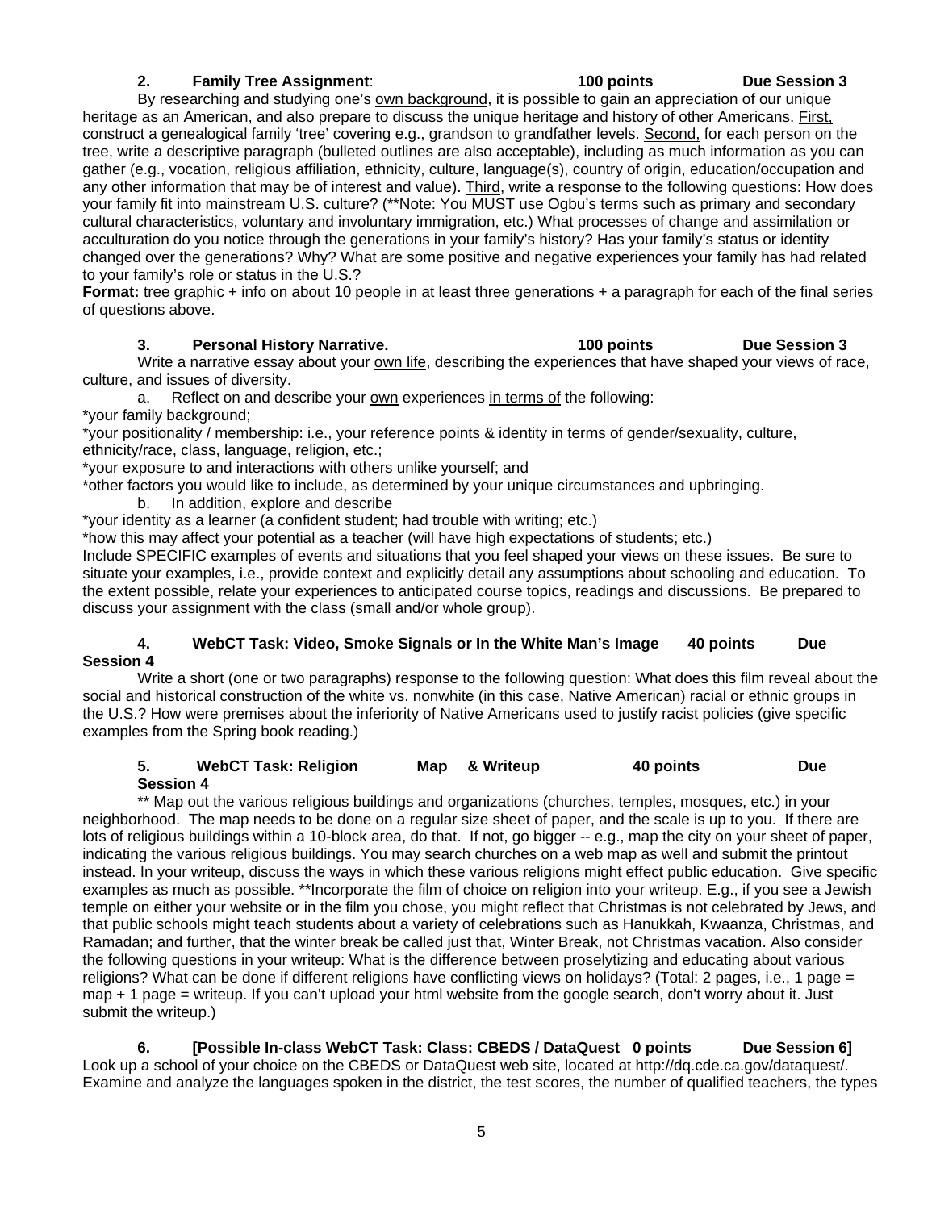**2. Family Tree Assignment**: **100 points** **Due Session 3**

By researching and studying one's <u>own background</u>, it is possible to gain an appreciation of our unique heritage as an American, and also prepare to discuss the unique heritage and history of other Americans. <u>First,</u> construct a genealogical family 'tree' covering e.g., grandson to grandfather levels. <u>Second,</u> for each person on the tree, write a descriptive paragraph (bulleted outlines are also acceptable), including as much information as you can gather (e.g., vocation, religious affiliation, ethnicity, culture, language(s), country of origin, education/occupation and any other information that may be of interest and value). <u>Third</u>, write a response to the following questions: How does your family fit into mainstream U.S. culture? (**Note: You MUST use Ogbu's terms such as primary and secondary cultural characteristics, voluntary and involuntary immigration, etc.) What processes of change and assimilation or acculturation do you notice through the generations in your family's history? Has your family's status or identity changed over the generations? Why? What are some positive and negative experiences your family has had related to your family's role or status in the U.S.?

**Format:** tree graphic + info on about 10 people in at least three generations + a paragraph for each of the final series of questions above.

**3. Personal History Narrative.** **100 points** **Due Session 3**

Write a narrative essay about your <u>own life</u>, describing the experiences that have shaped your views of race, culture, and issues of diversity.

a. Reflect on and describe your <u>own</u> experiences <u>in terms of</u> the following:

*your family background;

*your positionality / membership: i.e., your reference points & identity in terms of gender/sexuality, culture, ethnicity/race, class, language, religion, etc.;

*your exposure to and interactions with others unlike yourself; and

*other factors you would like to include, as determined by your unique circumstances and upbringing.

b. In addition, explore and describe

*your identity as a learner (a confident student; had trouble with writing; etc.)

*how this may affect your potential as a teacher (will have high expectations of students; etc.)

Include SPECIFIC examples of events and situations that you feel shaped your views on these issues. Be sure to situate your examples, i.e., provide context and explicitly detail any assumptions about schooling and education. To the extent possible, relate your experiences to anticipated course topics, readings and discussions. Be prepared to discuss your assignment with the class (small and/or whole group).

**4. WebCT Task: Video, Smoke Signals or In the White Man's Image** **40 points** **Due Session 4**

Write a short (one or two paragraphs) response to the following question: What does this film reveal about the social and historical construction of the white vs. nonwhite (in this case, Native American) racial or ethnic groups in the U.S.? How were premises about the inferiority of Native Americans used to justify racist policies (give specific examples from the Spring book reading.)

**5. WebCT Task: Religion Map & Writeup** **40 points** **Due Session 4**

** Map out the various religious buildings and organizations (churches, temples, mosques, etc.) in your neighborhood. The map needs to be done on a regular size sheet of paper, and the scale is up to you. If there are lots of religious buildings within a 10-block area, do that. If not, go bigger -- e.g., map the city on your sheet of paper, indicating the various religious buildings. You may search churches on a web map as well and submit the printout instead. In your writeup, discuss the ways in which these various religions might effect public education. Give specific examples as much as possible. **Incorporate the film of choice on religion into your writeup. E.g., if you see a Jewish temple on either your website or in the film you chose, you might reflect that Christmas is not celebrated by Jews, and that public schools might teach students about a variety of celebrations such as Hanukkah, Kwaanza, Christmas, and Ramadan; and further, that the winter break be called just that, Winter Break, not Christmas vacation. Also consider the following questions in your writeup: What is the difference between proselytizing and educating about various religions? What can be done if different religions have conflicting views on holidays? (Total: 2 pages, i.e., 1 page = map + 1 page = writeup. If you can't upload your html website from the google search, don't worry about it. Just submit the writeup.)

**6. [Possible In-class WebCT Task: Class: CBEDS / DataQuest 0 points Due Session 6]**

Look up a school of your choice on the CBEDS or DataQuest web site, located at http://dq.cde.ca.gov/dataquest/. Examine and analyze the languages spoken in the district, the test scores, the number of qualified teachers, the types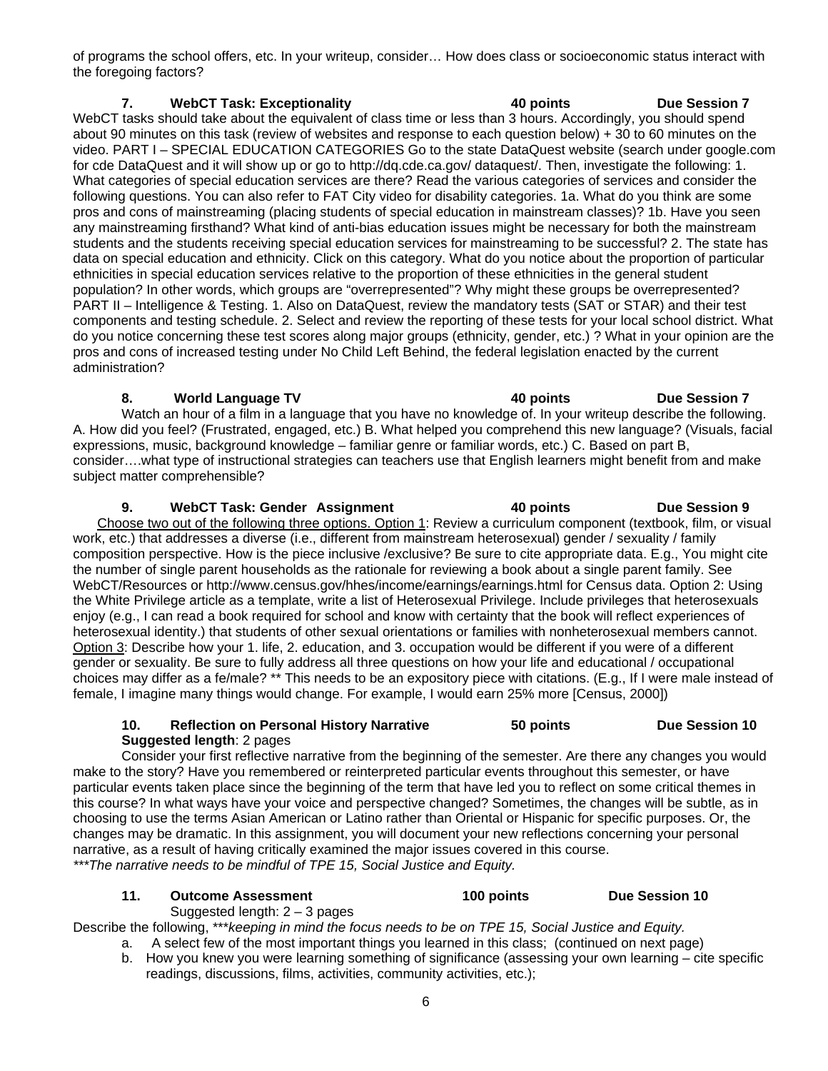of programs the school offers, etc. In your writeup, consider… How does class or socioeconomic status interact with the foregoing factors?

**7. WebCT Task: Exceptionality — 40 points — Due Session 7**

WebCT tasks should take about the equivalent of class time or less than 3 hours. Accordingly, you should spend about 90 minutes on this task (review of websites and response to each question below) + 30 to 60 minutes on the video. PART I – SPECIAL EDUCATION CATEGORIES Go to the state DataQuest website (search under google.com for cde DataQuest and it will show up or go to http://dq.cde.ca.gov/ dataquest/. Then, investigate the following: 1. What categories of special education services are there? Read the various categories of services and consider the following questions. You can also refer to FAT City video for disability categories. 1a. What do you think are some pros and cons of mainstreaming (placing students of special education in mainstream classes)? 1b. Have you seen any mainstreaming firsthand? What kind of anti-bias education issues might be necessary for both the mainstream students and the students receiving special education services for mainstreaming to be successful? 2. The state has data on special education and ethnicity. Click on this category. What do you notice about the proportion of particular ethnicities in special education services relative to the proportion of these ethnicities in the general student population? In other words, which groups are "overrepresented"? Why might these groups be overrepresented? PART II – Intelligence & Testing. 1. Also on DataQuest, review the mandatory tests (SAT or STAR) and their test components and testing schedule. 2. Select and review the reporting of these tests for your local school district. What do you notice concerning these test scores along major groups (ethnicity, gender, etc.) ? What in your opinion are the pros and cons of increased testing under No Child Left Behind, the federal legislation enacted by the current administration?

**8. World Language TV — 40 points — Due Session 7**

Watch an hour of a film in a language that you have no knowledge of. In your writeup describe the following. A. How did you feel? (Frustrated, engaged, etc.) B. What helped you comprehend this new language? (Visuals, facial expressions, music, background knowledge – familiar genre or familiar words, etc.) C. Based on part B, consider….what type of instructional strategies can teachers use that English learners might benefit from and make subject matter comprehensible?

**9. WebCT Task: Gender Assignment — 40 points — Due Session 9**

Choose two out of the following three options. Option 1: Review a curriculum component (textbook, film, or visual work, etc.) that addresses a diverse (i.e., different from mainstream heterosexual) gender / sexuality / family composition perspective. How is the piece inclusive /exclusive? Be sure to cite appropriate data. E.g., You might cite the number of single parent households as the rationale for reviewing a book about a single parent family. See WebCT/Resources or http://www.census.gov/hhes/income/earnings/earnings.html for Census data. Option 2: Using the White Privilege article as a template, write a list of Heterosexual Privilege. Include privileges that heterosexuals enjoy (e.g., I can read a book required for school and know with certainty that the book will reflect experiences of heterosexual identity.) that students of other sexual orientations or families with nonheterosexual members cannot. Option 3: Describe how your 1. life, 2. education, and 3. occupation would be different if you were of a different gender or sexuality. Be sure to fully address all three questions on how your life and educational / occupational choices may differ as a fe/male? ** This needs to be an expository piece with citations. (E.g., If I were male instead of female, I imagine many things would change. For example, I would earn 25% more [Census, 2000])

**10. Reflection on Personal History Narrative — 50 points — Due Session 10**

**Suggested length**: 2 pages

Consider your first reflective narrative from the beginning of the semester. Are there any changes you would make to the story? Have you remembered or reinterpreted particular events throughout this semester, or have particular events taken place since the beginning of the term that have led you to reflect on some critical themes in this course? In what ways have your voice and perspective changed? Sometimes, the changes will be subtle, as in choosing to use the terms Asian American or Latino rather than Oriental or Hispanic for specific purposes. Or, the changes may be dramatic. In this assignment, you will document your new reflections concerning your personal narrative, as a result of having critically examined the major issues covered in this course.

****The narrative needs to be mindful of TPE 15, Social Justice and Equity.*

**11. Outcome Assessment — 100 points — Due Session 10**

Suggested length: 2 – 3 pages

Describe the following, ****keeping in mind the focus needs to be on TPE 15, Social Justice and Equity.*

a. A select few of the most important things you learned in this class; (continued on next page)
b. How you knew you were learning something of significance (assessing your own learning – cite specific readings, discussions, films, activities, community activities, etc.);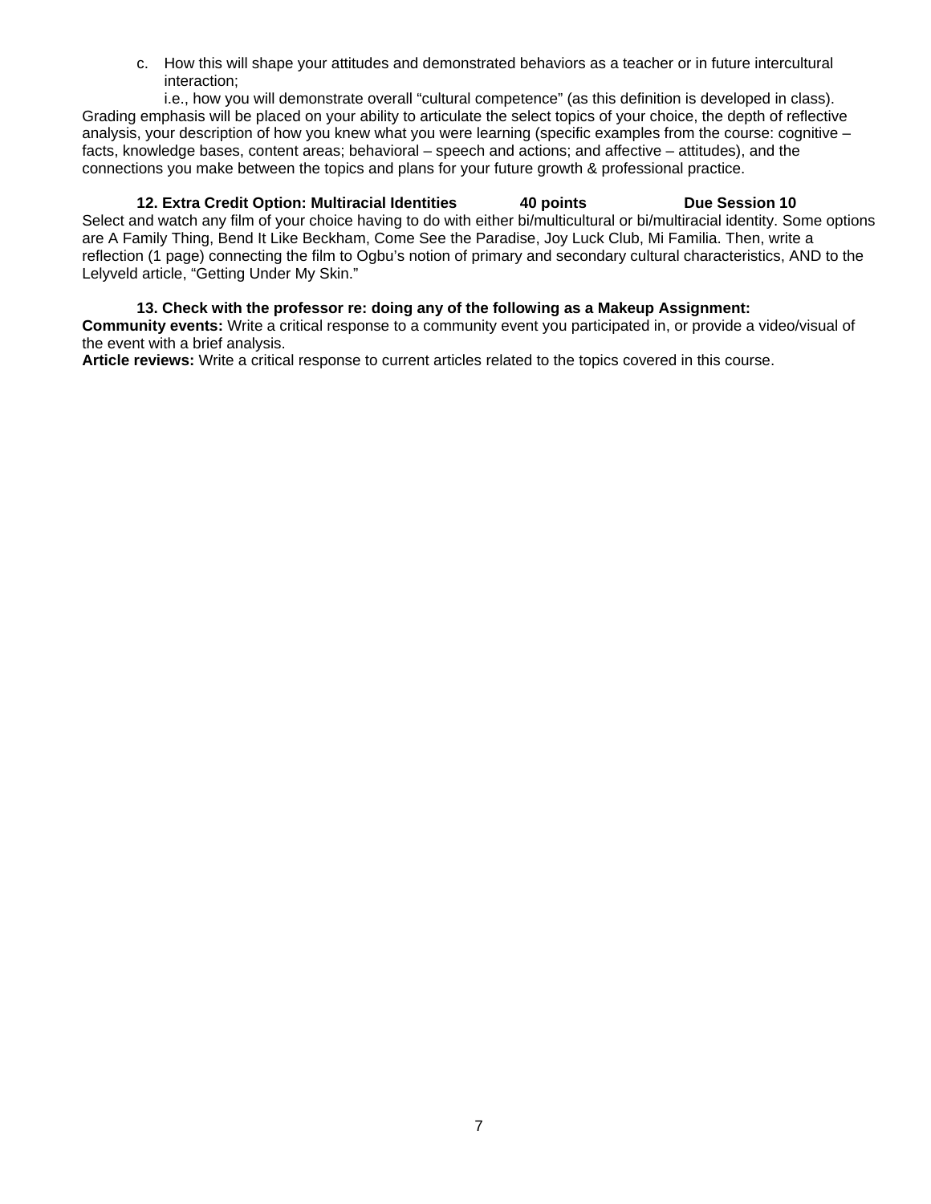c. How this will shape your attitudes and demonstrated behaviors as a teacher or in future intercultural interaction;

   i.e., how you will demonstrate overall "cultural competence" (as this definition is developed in class).

Grading emphasis will be placed on your ability to articulate the select topics of your choice, the depth of reflective analysis, your description of how you knew what you were learning (specific examples from the course: cognitive – facts, knowledge bases, content areas; behavioral – speech and actions; and affective – attitudes), and the connections you make between the topics and plans for your future growth & professional practice.

**12. Extra Credit Option: Multiracial Identities 40 points Due Session 10**

Select and watch any film of your choice having to do with either bi/multicultural or bi/multiracial identity. Some options are A Family Thing, Bend It Like Beckham, Come See the Paradise, Joy Luck Club, Mi Familia. Then, write a reflection (1 page) connecting the film to Ogbu's notion of primary and secondary cultural characteristics, AND to the Lelyveld article, "Getting Under My Skin."

**13. Check with the professor re: doing any of the following as a Makeup Assignment:**

**Community events:** Write a critical response to a community event you participated in, or provide a video/visual of the event with a brief analysis.

**Article reviews:** Write a critical response to current articles related to the topics covered in this course.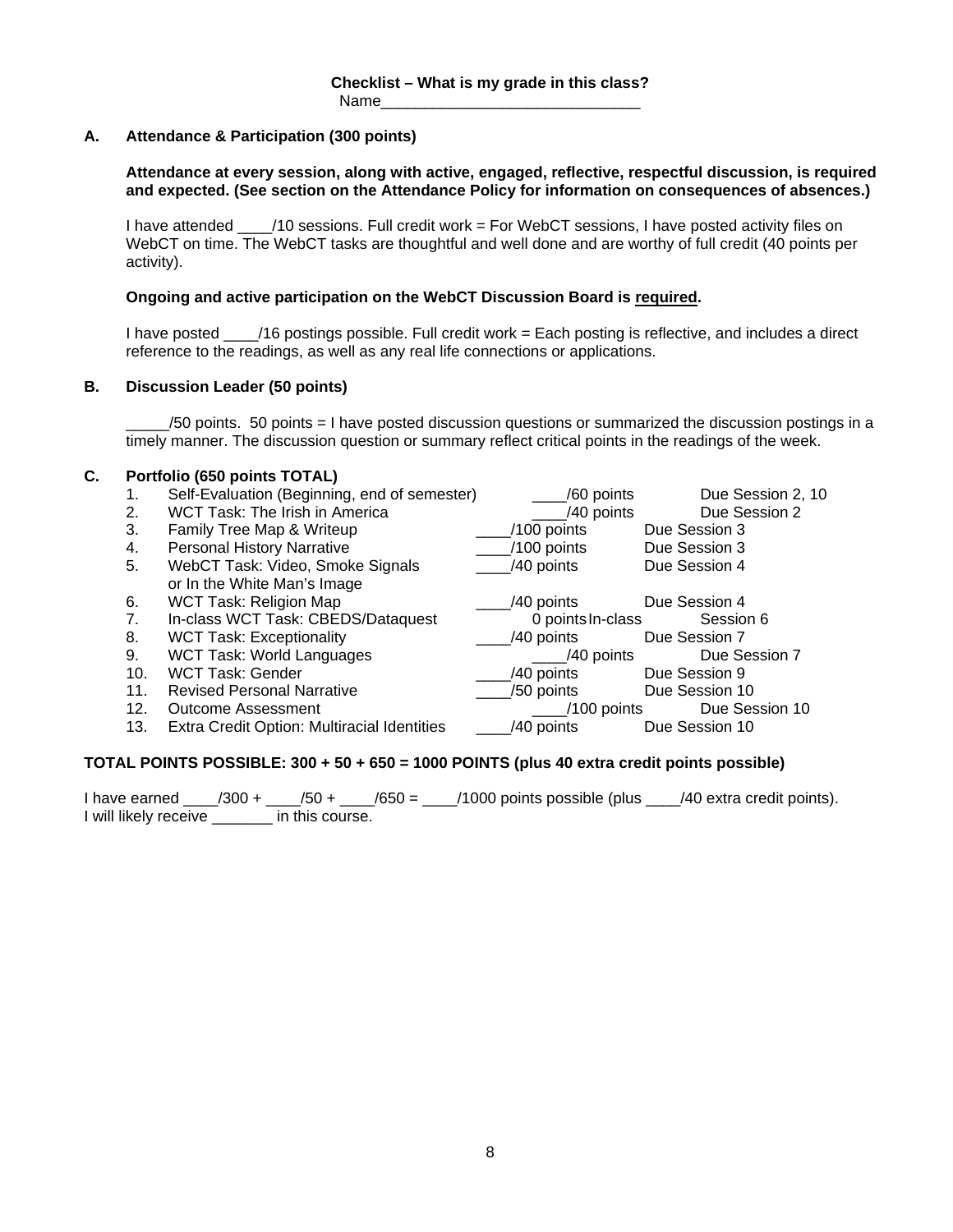**Checklist – What is my grade in this class?**

Name_______________________________

## A. Attendance & Participation (300 points)

**Attendance at every session, along with active, engaged, reflective, respectful discussion, is required and expected. (See section on the Attendance Policy for information on consequences of absences.)**

I have attended ____/10 sessions. Full credit work = For WebCT sessions, I have posted activity files on WebCT on time. The WebCT tasks are thoughtful and well done and are worthy of full credit (40 points per activity).

**Ongoing and active participation on the WebCT Discussion Board is required.**

I have posted ____/16 postings possible. Full credit work = Each posting is reflective, and includes a direct reference to the readings, as well as any real life connections or applications.

## B. Discussion Leader (50 points)

_____/50 points. 50 points = I have posted discussion questions or summarized the discussion postings in a timely manner. The discussion question or summary reflect critical points in the readings of the week.

## C. Portfolio (650 points TOTAL)

| # | Item | Points | Due |
|---|---|---|---|
| 1. | Self-Evaluation (Beginning, end of semester) | ____/60 points | Due Session 2, 10 |
| 2. | WCT Task: The Irish in America | ____/40 points | Due Session 2 |
| 3. | Family Tree Map & Writeup | ____/100 points | Due Session 3 |
| 4. | Personal History Narrative | ____/100 points | Due Session 3 |
| 5. | WebCT Task: Video, Smoke Signals or In the White Man's Image | ____/40 points | Due Session 4 |
| 6. | WCT Task: Religion Map | ____/40 points | Due Session 4 |
| 7. | In-class WCT Task: CBEDS/Dataquest | 0 points In-class | Session 6 |
| 8. | WCT Task: Exceptionality | ____/40 points | Due Session 7 |
| 9. | WCT Task: World Languages | ____/40 points | Due Session 7 |
| 10. | WCT Task: Gender | ____/40 points | Due Session 9 |
| 11. | Revised Personal Narrative | ____/50 points | Due Session 10 |
| 12. | Outcome Assessment | ____/100 points | Due Session 10 |
| 13. | Extra Credit Option: Multiracial Identities | ____/40 points | Due Session 10 |

**TOTAL POINTS POSSIBLE: 300 + 50 + 650 = 1000 POINTS (plus 40 extra credit points possible)**

I have earned ____/300 + ____/50 + ____/650 = ____/1000 points possible (plus ____/40 extra credit points).
I will likely receive _______ in this course.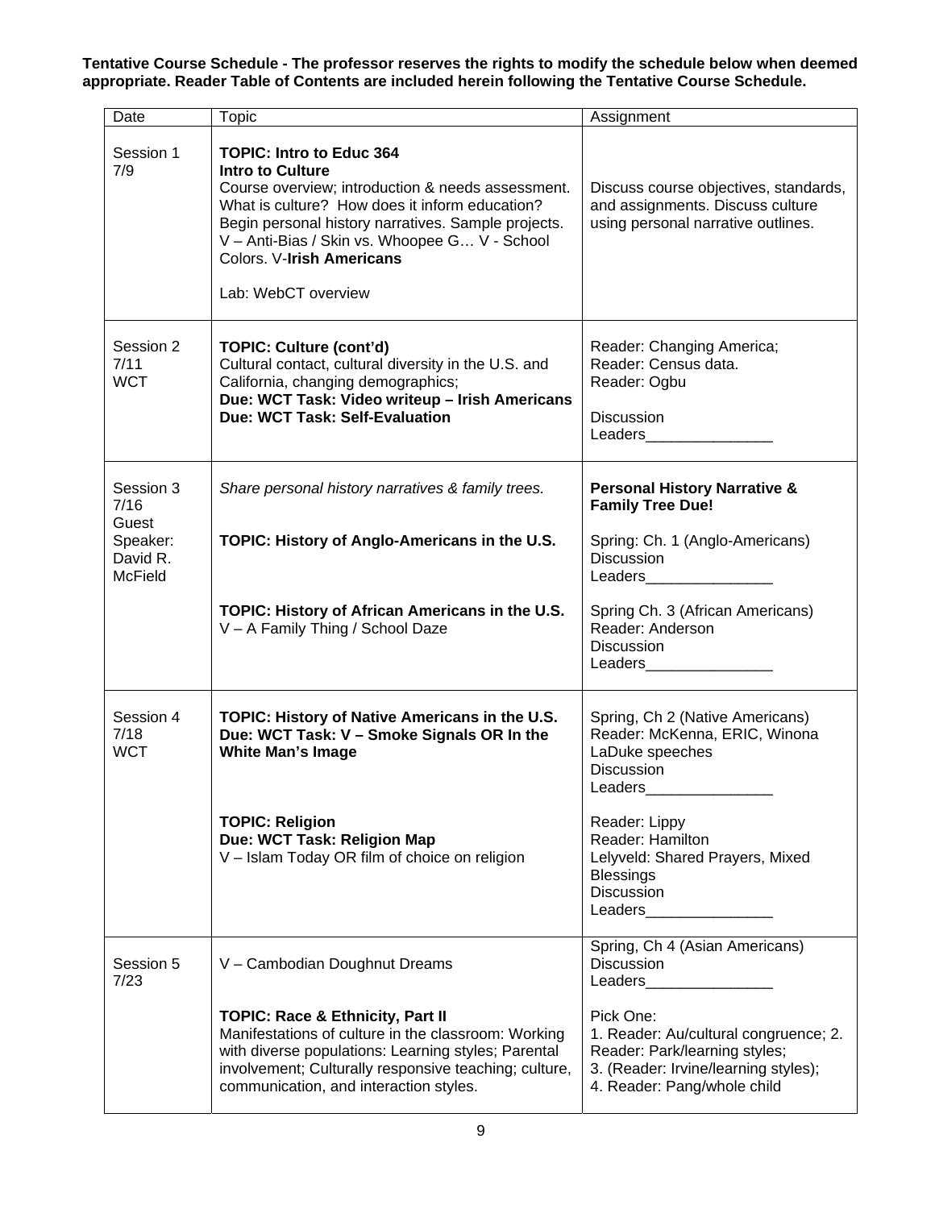**Tentative Course Schedule - The professor reserves the rights to modify the schedule below when deemed appropriate. Reader Table of Contents are included herein following the Tentative Course Schedule.**

| Date | Topic | Assignment |
|---|---|---|
| Session 1<br>7/9 | **TOPIC: Intro to Educ 364**<br>**Intro to Culture**<br>Course overview; introduction & needs assessment. What is culture? How does it inform education? Begin personal history narratives. Sample projects. V – Anti-Bias / Skin vs. Whoopee G… V - School Colors. V-**Irish Americans**<br><br>Lab: WebCT overview | Discuss course objectives, standards, and assignments. Discuss culture using personal narrative outlines. |
| Session 2<br>7/11<br>WCT | **TOPIC: Culture (cont'd)**<br>Cultural contact, cultural diversity in the U.S. and California, changing demographics;<br>**Due: WCT Task: Video writeup – Irish Americans**<br>**Due: WCT Task: Self-Evaluation** | Reader: Changing America;<br>Reader: Census data.<br>Reader: Ogbu<br><br>Discussion<br>Leaders_______________ |
| Session 3<br>7/16<br>Guest Speaker: David R. McField | *Share personal history narratives & family trees.*<br><br>**TOPIC: History of Anglo-Americans in the U.S.**<br><br>**TOPIC: History of African Americans in the U.S.**<br>V – A Family Thing / School Daze | **Personal History Narrative & Family Tree Due!**<br><br>Spring: Ch. 1 (Anglo-Americans)<br>Discussion<br>Leaders_______________<br><br>Spring Ch. 3 (African Americans)<br>Reader: Anderson<br>Discussion<br>Leaders_______________ |
| Session 4<br>7/18<br>WCT | **TOPIC: History of Native Americans in the U.S.**<br>**Due: WCT Task: V – Smoke Signals OR In the White Man's Image**<br><br>**TOPIC: Religion**<br>**Due: WCT Task: Religion Map**<br>V – Islam Today OR film of choice on religion | Spring, Ch 2 (Native Americans)<br>Reader: McKenna, ERIC, Winona LaDuke speeches<br>Discussion<br>Leaders_______________<br><br>Reader: Lippy<br>Reader: Hamilton<br>Lelyveld: Shared Prayers, Mixed Blessings<br>Discussion<br>Leaders_______________ |
| Session 5<br>7/23 | V – Cambodian Doughnut Dreams<br><br>**TOPIC: Race & Ethnicity, Part II**<br>Manifestations of culture in the classroom: Working with diverse populations: Learning styles; Parental involvement; Culturally responsive teaching; culture, communication, and interaction styles. | Spring, Ch 4 (Asian Americans)<br>Discussion<br>Leaders_______________<br><br>Pick One:<br>1. Reader: Au/cultural congruence; 2. Reader: Park/learning styles;<br>3. (Reader: Irvine/learning styles);<br>4. Reader: Pang/whole child |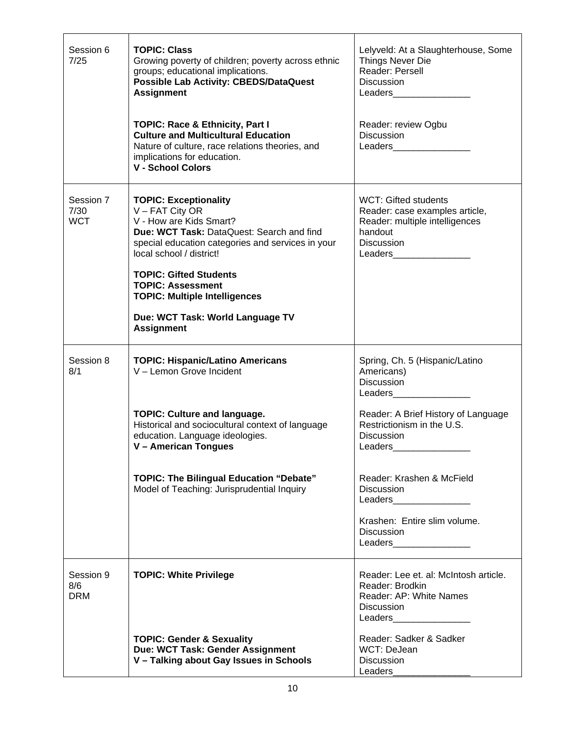| | | |
|---|---|---|
| Session 6<br>7/25 | **TOPIC: Class**<br>Growing poverty of children; poverty across ethnic groups; educational implications.<br>**Possible Lab Activity: CBEDS/DataQuest Assignment** | Lelyveld: At a Slaughterhouse, Some Things Never Die<br>Reader: Persell<br>Discussion<br>Leaders_______________ |
| | **TOPIC: Race & Ethnicity, Part I**<br>**Culture and Multicultural Education**<br>Nature of culture, race relations theories, and implications for education.<br>**V - School Colors** | Reader: review Ogbu<br>Discussion<br>Leaders_______________ |
| Session 7<br>7/30<br>WCT | **TOPIC: Exceptionality**<br>V – FAT City OR<br>V - How are Kids Smart?<br>**Due: WCT Task:** DataQuest: Search and find special education categories and services in your local school / district!<br><br>**TOPIC: Gifted Students**<br>**TOPIC: Assessment**<br>**TOPIC: Multiple Intelligences**<br><br>**Due: WCT Task: World Language TV Assignment** | WCT: Gifted students<br>Reader: case examples article,<br>Reader: multiple intelligences handout<br>Discussion<br>Leaders_______________ |
| Session 8<br>8/1 | **TOPIC: Hispanic/Latino Americans**<br>V – Lemon Grove Incident | Spring, Ch. 5 (Hispanic/Latino Americans)<br>Discussion<br>Leaders_______________ |
| | **TOPIC: Culture and language.**<br>Historical and sociocultural context of language education. Language ideologies.<br>**V – American Tongues** | Reader: A Brief History of Language Restrictionism in the U.S.<br>Discussion<br>Leaders_______________ |
| | **TOPIC: The Bilingual Education "Debate"**<br>Model of Teaching: Jurisprudential Inquiry | Reader: Krashen & McField<br>Discussion<br>Leaders_______________<br><br>Krashen: Entire slim volume.<br>Discussion<br>Leaders_______________ |
| Session 9<br>8/6<br>DRM | **TOPIC: White Privilege** | Reader: Lee et. al: McIntosh article.<br>Reader: Brodkin<br>Reader: AP: White Names<br>Discussion<br>Leaders_______________ |
| | **TOPIC: Gender & Sexuality**<br>**Due: WCT Task: Gender Assignment**<br>**V – Talking about Gay Issues in Schools** | Reader: Sadker & Sadker<br>WCT: DeJean<br>Discussion<br>Leaders_______________ |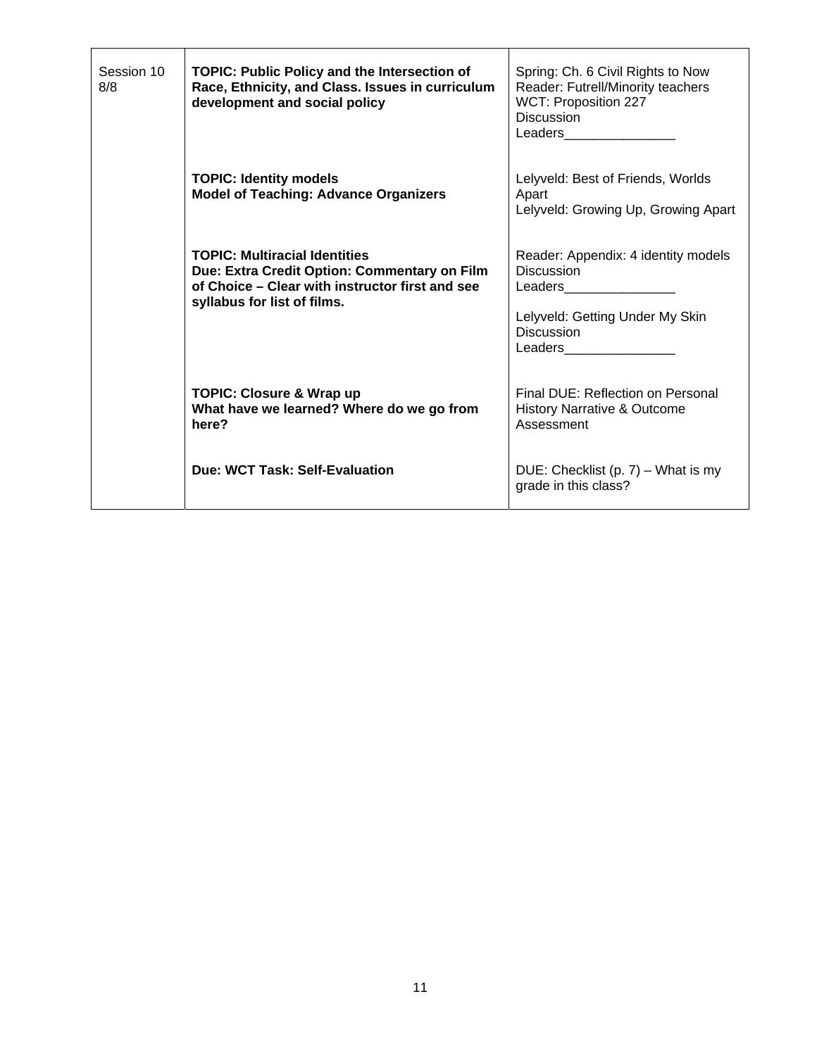| Session 10<br>8/8 | **TOPIC: Public Policy and the Intersection of Race, Ethnicity, and Class. Issues in curriculum development and social policy** | Spring: Ch. 6 Civil Rights to Now<br>Reader: Futrell/Minority teachers<br>WCT: Proposition 227<br>Discussion<br>Leaders_______________ |
|---|---|---|
| | **TOPIC: Identity models**<br>**Model of Teaching: Advance Organizers** | Lelyveld: Best of Friends, Worlds Apart<br>Lelyveld: Growing Up, Growing Apart |
| | **TOPIC: Multiracial Identities**<br>**Due: Extra Credit Option: Commentary on Film of Choice – Clear with instructor first and see syllabus for list of films.** | Reader: Appendix: 4 identity models<br>Discussion<br>Leaders_______________<br><br>Lelyveld: Getting Under My Skin<br>Discussion<br>Leaders_______________ |
| | **TOPIC: Closure & Wrap up**<br>**What have we learned? Where do we go from here?** | Final DUE: Reflection on Personal History Narrative & Outcome Assessment |
| | **Due: WCT Task: Self-Evaluation** | DUE: Checklist (p. 7) – What is my grade in this class? |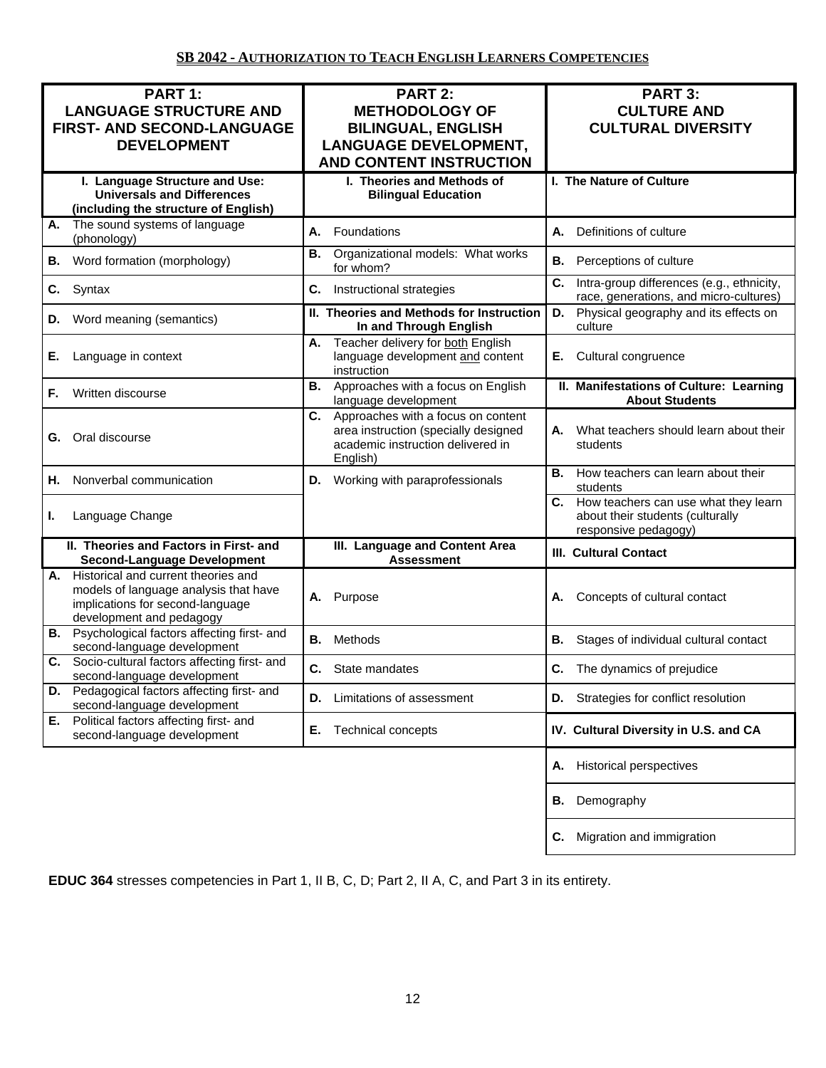## SB 2042 - Authorization to Teach English Learners Competencies

| PART 1: LANGUAGE STRUCTURE AND FIRST- AND SECOND-LANGUAGE DEVELOPMENT | PART 2: METHODOLOGY OF BILINGUAL, ENGLISH LANGUAGE DEVELOPMENT, AND CONTENT INSTRUCTION | PART 3: CULTURE AND CULTURAL DIVERSITY |
|---|---|---|
| **I. Language Structure and Use: Universals and Differences (including the structure of English)** | **I. Theories and Methods of Bilingual Education** | **I. The Nature of Culture** |
| **A.** The sound systems of language (phonology) | **A.** Foundations | **A.** Definitions of culture |
| **B.** Word formation (morphology) | **B.** Organizational models: What works for whom? | **B.** Perceptions of culture |
| **C.** Syntax | **C.** Instructional strategies | **C.** Intra-group differences (e.g., ethnicity, race, generations, and micro-cultures) |
| **D.** Word meaning (semantics) | **II. Theories and Methods for Instruction In and Through English** | **D.** Physical geography and its effects on culture |
| **E.** Language in context | **A.** Teacher delivery for <u>both</u> English language development <u>and</u> content instruction | **E.** Cultural congruence |
| **F.** Written discourse | **B.** Approaches with a focus on English language development | **II. Manifestations of Culture: Learning About Students** |
| **G.** Oral discourse | **C.** Approaches with a focus on content area instruction (specially designed academic instruction delivered in English) | **A.** What teachers should learn about their students |
| **H.** Nonverbal communication | **D.** Working with paraprofessionals | **B.** How teachers can learn about their students |
| **I.** Language Change | | **C.** How teachers can use what they learn about their students (culturally responsive pedagogy) |
| **II. Theories and Factors in First- and Second-Language Development** | **III. Language and Content Area Assessment** | **III. Cultural Contact** |
| **A.** Historical and current theories and models of language analysis that have implications for second-language development and pedagogy | **A.** Purpose | **A.** Concepts of cultural contact |
| **B.** Psychological factors affecting first- and second-language development | **B.** Methods | **B.** Stages of individual cultural contact |
| **C.** Socio-cultural factors affecting first- and second-language development | **C.** State mandates | **C.** The dynamics of prejudice |
| **D.** Pedagogical factors affecting first- and second-language development | **D.** Limitations of assessment | **D.** Strategies for conflict resolution |
| **E.** Political factors affecting first- and second-language development | **E.** Technical concepts | **IV. Cultural Diversity in U.S. and CA** |
| | | **A.** Historical perspectives |
| | | **B.** Demography |
| | | **C.** Migration and immigration |

**EDUC 364** stresses competencies in Part 1, II B, C, D; Part 2, II A, C, and Part 3 in its entirety.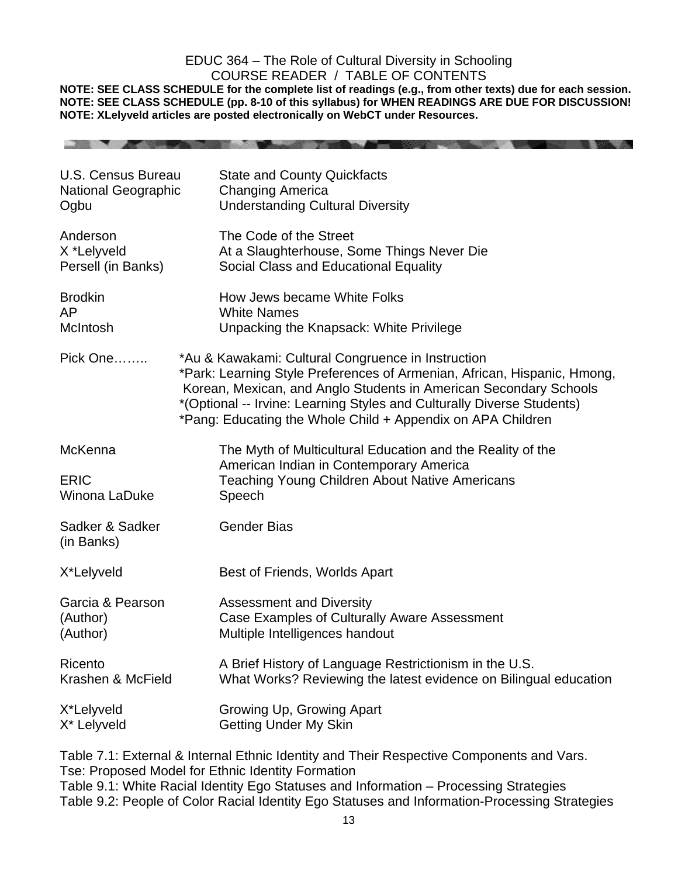EDUC 364 – The Role of Cultural Diversity in Schooling
COURSE READER / TABLE OF CONTENTS

**NOTE: SEE CLASS SCHEDULE for the complete list of readings (e.g., from other texts) due for each session.**
**NOTE: SEE CLASS SCHEDULE (pp. 8-10 of this syllabus) for WHEN READINGS ARE DUE FOR DISCUSSION!**
**NOTE: XLelyveld articles are posted electronically on WebCT under Resources.**

| Author | Title |
|---|---|
| U.S. Census Bureau | State and County Quickfacts |
| National Geographic | Changing America |
| Ogbu | Understanding Cultural Diversity |
| | |
| Anderson | The Code of the Street |
| X *Lelyveld | At a Slaughterhouse, Some Things Never Die |
| Persell (in Banks) | Social Class and Educational Equality |
| | |
| Brodkin | How Jews became White Folks |
| AP | White Names |
| McIntosh | Unpacking the Knapsack: White Privilege |
| | |
| Pick One…….. | *Au & Kawakami: Cultural Congruence in Instruction<br>*Park: Learning Style Preferences of Armenian, African, Hispanic, Hmong, Korean, Mexican, and Anglo Students in American Secondary Schools<br>*(Optional -- Irvine: Learning Styles and Culturally Diverse Students)<br>*Pang: Educating the Whole Child + Appendix on APA Children |
| | |
| McKenna | The Myth of Multicultural Education and the Reality of the American Indian in Contemporary America |
| ERIC | Teaching Young Children About Native Americans |
| Winona LaDuke | Speech |
| | |
| Sadker & Sadker (in Banks) | Gender Bias |
| | |
| X*Lelyveld | Best of Friends, Worlds Apart |
| | |
| Garcia & Pearson | Assessment and Diversity |
| (Author) | Case Examples of Culturally Aware Assessment |
| (Author) | Multiple Intelligences handout |
| | |
| Ricento | A Brief History of Language Restrictionism in the U.S. |
| Krashen & McField | What Works? Reviewing the latest evidence on Bilingual education |
| | |
| X*Lelyveld | Growing Up, Growing Apart |
| X* Lelyveld | Getting Under My Skin |

Table 7.1: External & Internal Ethnic Identity and Their Respective Components and Vars.
Tse: Proposed Model for Ethnic Identity Formation
Table 9.1: White Racial Identity Ego Statuses and Information – Processing Strategies
Table 9.2: People of Color Racial Identity Ego Statuses and Information-Processing Strategies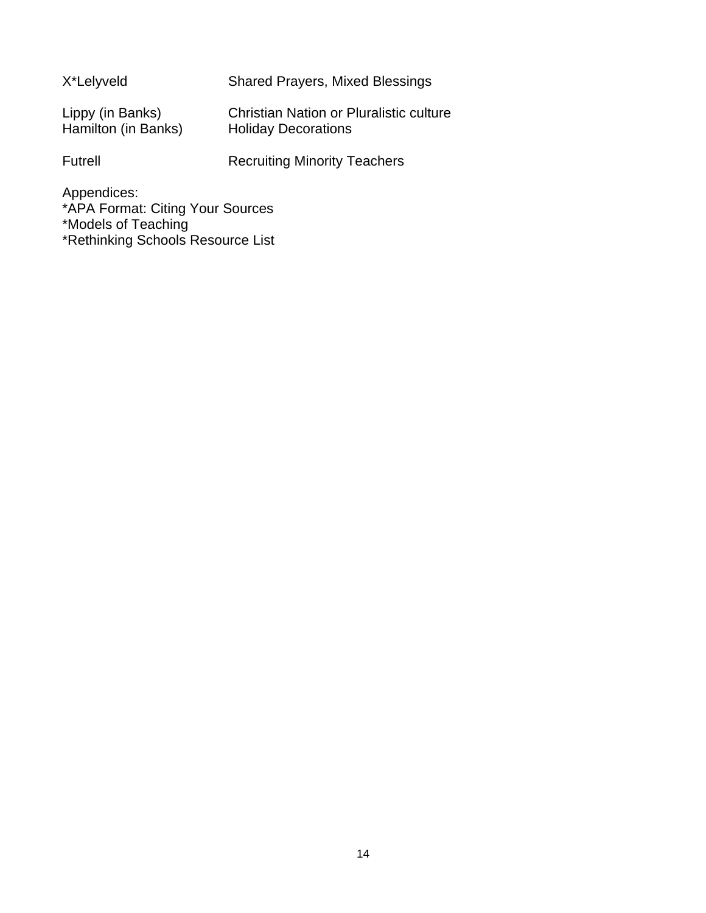| | |
|---|---|
| X*Lelyveld | Shared Prayers, Mixed Blessings |
| Lippy (in Banks) | Christian Nation or Pluralistic culture |
| Hamilton (in Banks) | Holiday Decorations |
| Futrell | Recruiting Minority Teachers |

Appendices:
*APA Format: Citing Your Sources
*Models of Teaching
*Rethinking Schools Resource List